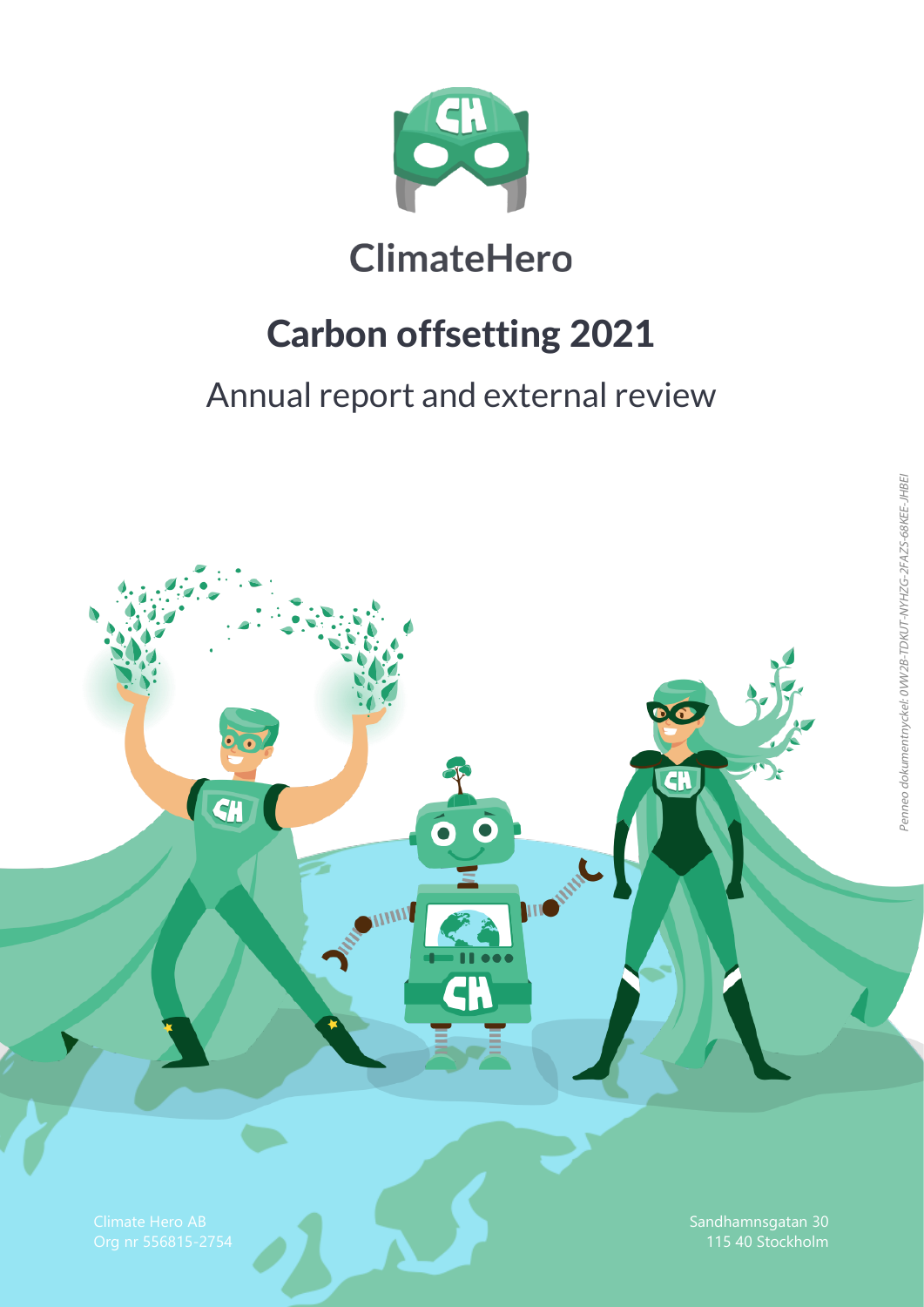ClimateHero

# Carbon offsetting 2021

## Annual report and external review

Climate Hero AB
Org nr 556815-2754

Sandhamnsgatan 30
115 40 Stockholm

*Penneo dokumentnyckel: 0W2B-TDKUT-NYHZG-2FAZS-68KEE-JHBEI*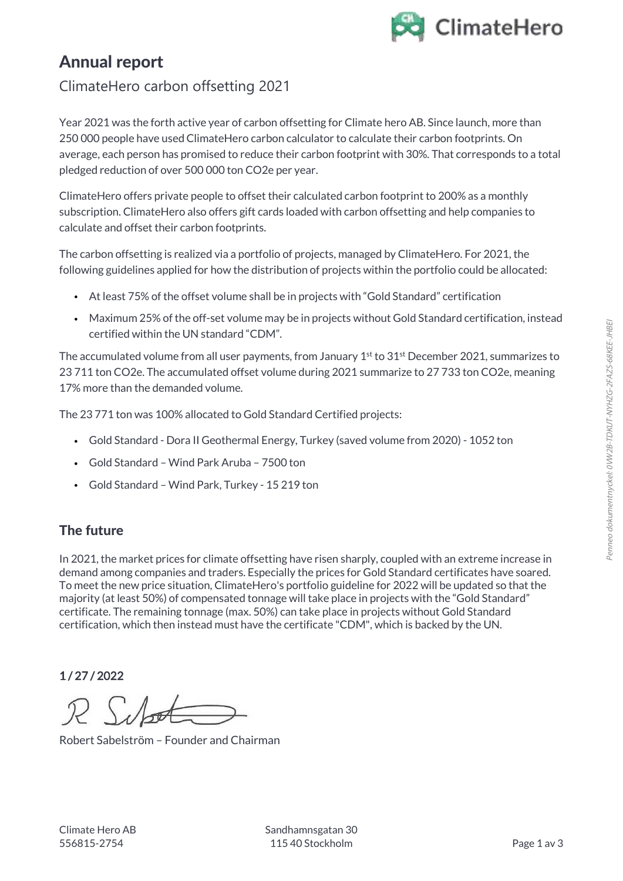# Annual report

## ClimateHero carbon offsetting 2021

Year 2021 was the forth active year of carbon offsetting for Climate hero AB. Since launch, more than 250 000 people have used ClimateHero carbon calculator to calculate their carbon footprints. On average, each person has promised to reduce their carbon footprint with 30%. That corresponds to a total pledged reduction of over 500 000 ton CO2e per year.

ClimateHero offers private people to offset their calculated carbon footprint to 200% as a monthly subscription. ClimateHero also offers gift cards loaded with carbon offsetting and help companies to calculate and offset their carbon footprints.

The carbon offsetting is realized via a portfolio of projects, managed by ClimateHero. For 2021, the following guidelines applied for how the distribution of projects within the portfolio could be allocated:

- At least 75% of the offset volume shall be in projects with "Gold Standard" certification
- Maximum 25% of the off-set volume may be in projects without Gold Standard certification, instead certified within the UN standard "CDM".

The accumulated volume from all user payments, from January 1st to 31st December 2021, summarizes to 23 711 ton CO2e. The accumulated offset volume during 2021 summarize to 27 733 ton CO2e, meaning 17% more than the demanded volume.

The 23 771 ton was 100% allocated to Gold Standard Certified projects:

- Gold Standard - Dora II Geothermal Energy, Turkey (saved volume from 2020) - 1052 ton
- Gold Standard – Wind Park Aruba – 7500 ton
- Gold Standard – Wind Park, Turkey - 15 219 ton

## The future

In 2021, the market prices for climate offsetting have risen sharply, coupled with an extreme increase in demand among companies and traders. Especially the prices for Gold Standard certificates have soared. To meet the new price situation, ClimateHero's portfolio guideline for 2022 will be updated so that the majority (at least 50%) of compensated tonnage will take place in projects with the "Gold Standard" certificate. The remaining tonnage (max. 50%) can take place in projects without Gold Standard certification, which then instead must have the certificate "CDM", which is backed by the UN.

**1 / 27 / 2022**

Robert Sabelström – Founder and Chairman

Climate Hero AB
556815-2754

Sandhamnsgatan 30
115 40 Stockholm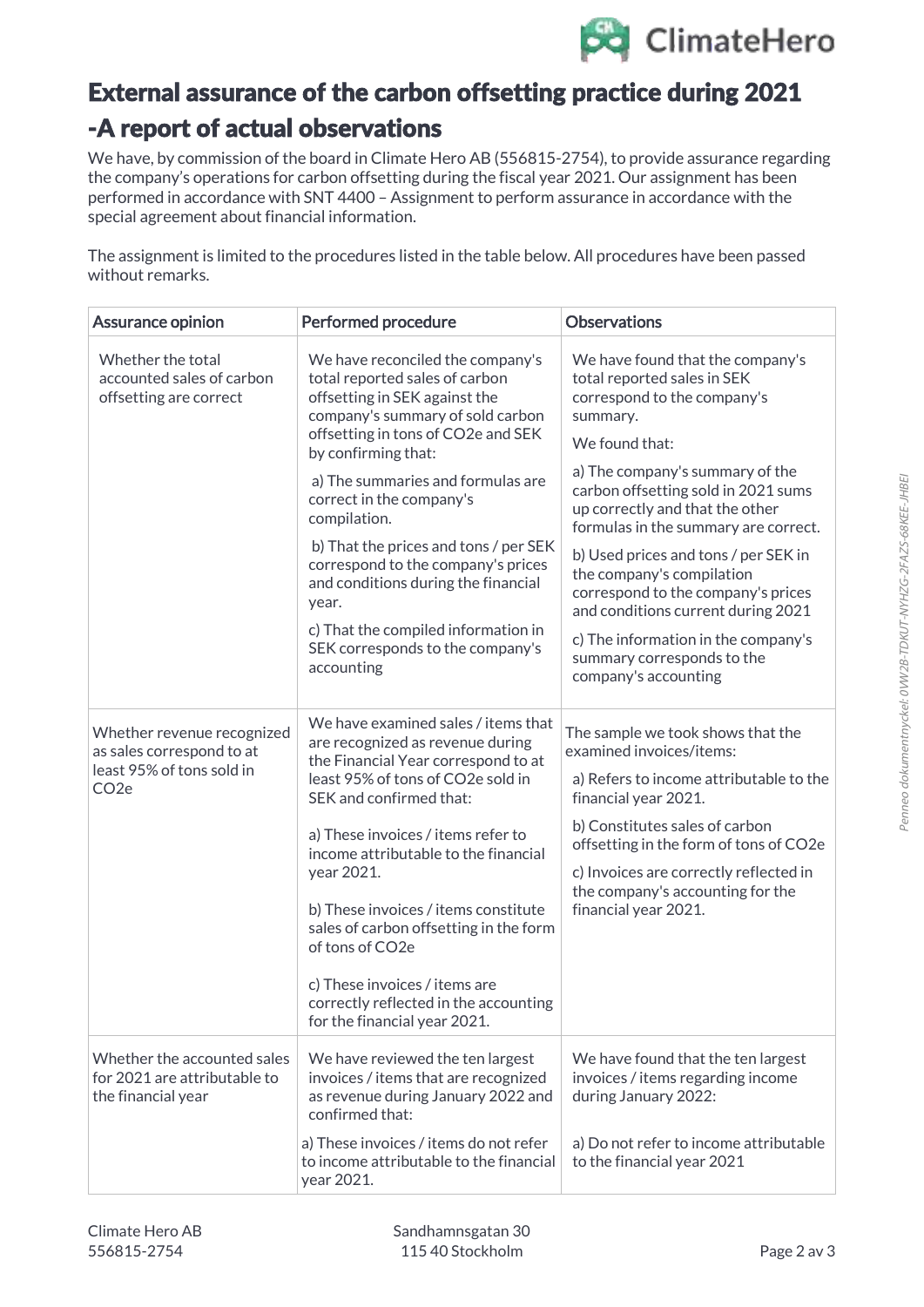# External assurance of the carbon offsetting practice during 2021 -A report of actual observations

We have, by commission of the board in Climate Hero AB (556815-2754), to provide assurance regarding the company's operations for carbon offsetting during the fiscal year 2021. Our assignment has been performed in accordance with SNT 4400 – Assignment to perform assurance in accordance with the special agreement about financial information.

The assignment is limited to the procedures listed in the table below. All procedures have been passed without remarks.

| Assurance opinion | Performed procedure | Observations |
|---|---|---|
| Whether the total accounted sales of carbon offsetting are correct | We have reconciled the company's total reported sales of carbon offsetting in SEK against the company's summary of sold carbon offsetting in tons of $CO_2e$ and SEK by confirming that:<br><br>a) The summaries and formulas are correct in the company's compilation.<br><br>b) That the prices and tons / per SEK correspond to the company's prices and conditions during the financial year.<br><br>c) That the compiled information in SEK corresponds to the company's accounting | We have found that the company's total reported sales in SEK correspond to the company's summary.<br><br>We found that:<br><br>a) The company's summary of the carbon offsetting sold in 2021 sums up correctly and that the other formulas in the summary are correct.<br><br>b) Used prices and tons / per SEK in the company's compilation correspond to the company's prices and conditions current during 2021<br><br>c) The information in the company's summary corresponds to the company's accounting |
| Whether revenue recognized as sales correspond to at least 95% of tons sold in $CO_2e$ | We have examined sales / items that are recognized as revenue during the Financial Year correspond to at least 95% of tons of $CO_2e$ sold in SEK and confirmed that:<br><br>a) These invoices / items refer to income attributable to the financial year 2021.<br><br>b) These invoices / items constitute sales of carbon offsetting in the form of tons of $CO_2e$<br><br>c) These invoices / items are correctly reflected in the accounting for the financial year 2021. | The sample we took shows that the examined invoices/items:<br><br>a) Refers to income attributable to the financial year 2021.<br><br>b) Constitutes sales of carbon offsetting in the form of tons of $CO_2e$<br><br>c) Invoices are correctly reflected in the company's accounting for the financial year 2021. |
| Whether the accounted sales for 2021 are attributable to the financial year | We have reviewed the ten largest invoices / items that are recognized as revenue during January 2022 and confirmed that:<br><br>a) These invoices / items do not refer to income attributable to the financial year 2021. | We have found that the ten largest invoices / items regarding income during January 2022:<br><br>a) Do not refer to income attributable to the financial year 2021 |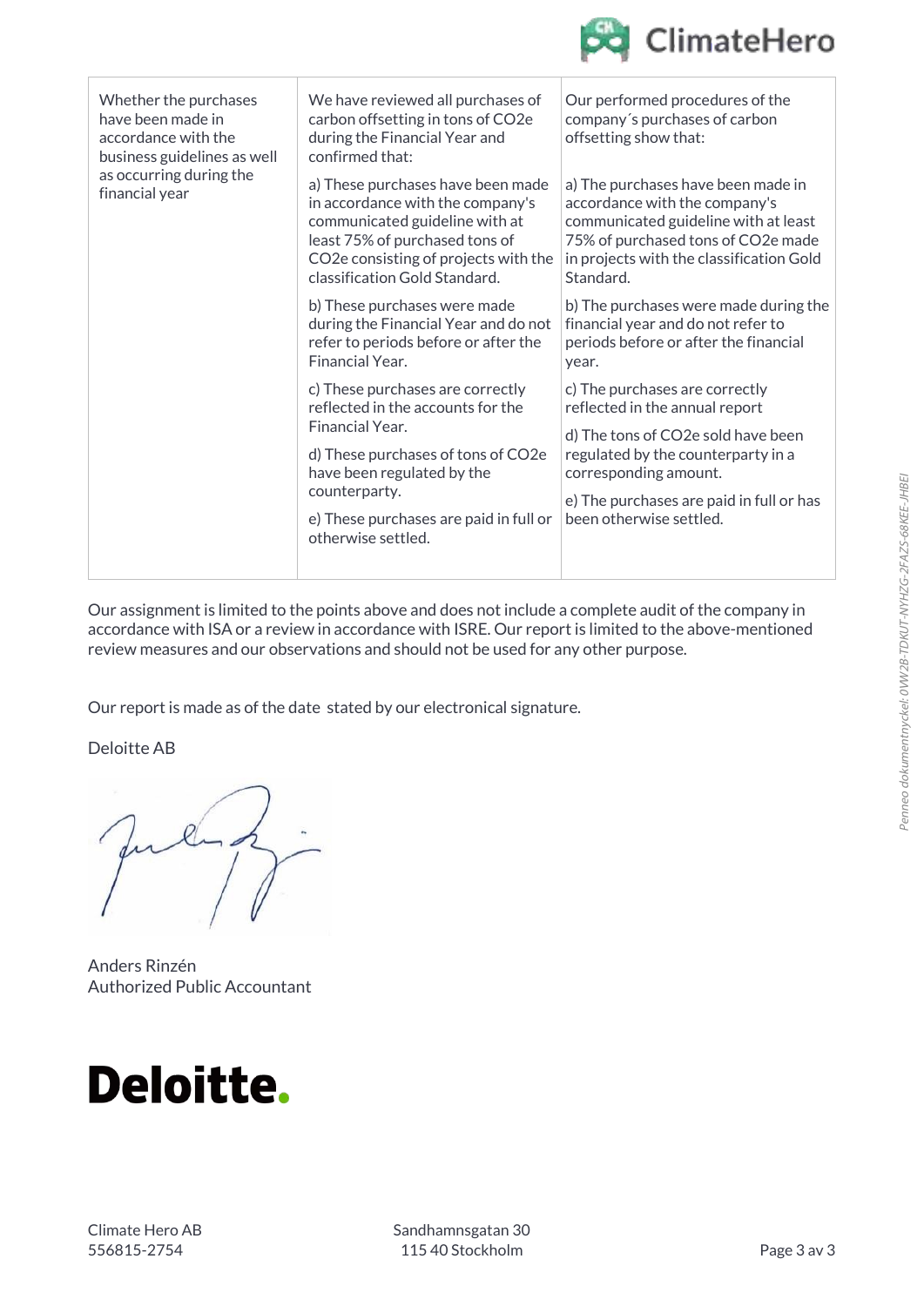| Whether the purchases have been made in accordance with the business guidelines as well as occurring during the financial year | We have reviewed all purchases of carbon offsetting in tons of CO2e during the Financial Year and confirmed that:<br><br>a) These purchases have been made in accordance with the company's communicated guideline with at least 75% of purchased tons of CO2e consisting of projects with the classification Gold Standard.<br><br>b) These purchases were made during the Financial Year and do not refer to periods before or after the Financial Year.<br><br>c) These purchases are correctly reflected in the accounts for the Financial Year.<br><br>d) These purchases of tons of CO2e have been regulated by the counterparty.<br><br>e) These purchases are paid in full or otherwise settled. | Our performed procedures of the company´s purchases of carbon offsetting show that:<br><br>a) The purchases have been made in accordance with the company's communicated guideline with at least 75% of purchased tons of CO2e made in projects with the classification Gold Standard.<br><br>b) The purchases were made during the financial year and do not refer to periods before or after the financial year.<br><br>c) The purchases are correctly reflected in the annual report<br><br>d) The tons of CO2e sold have been regulated by the counterparty in a corresponding amount.<br><br>e) The purchases are paid in full or has been otherwise settled. |
|---|---|---|

Our assignment is limited to the points above and does not include a complete audit of the company in accordance with ISA or a review in accordance with ISRE. Our report is limited to the above-mentioned review measures and our observations and should not be used for any other purpose.

Our report is made as of the date stated by our electronical signature.

Deloitte AB

Anders Rinzén
Authorized Public Accountant

**Deloitte.**

Climate Hero AB
556815-2754

Sandhamnsgatan 30
115 40 Stockholm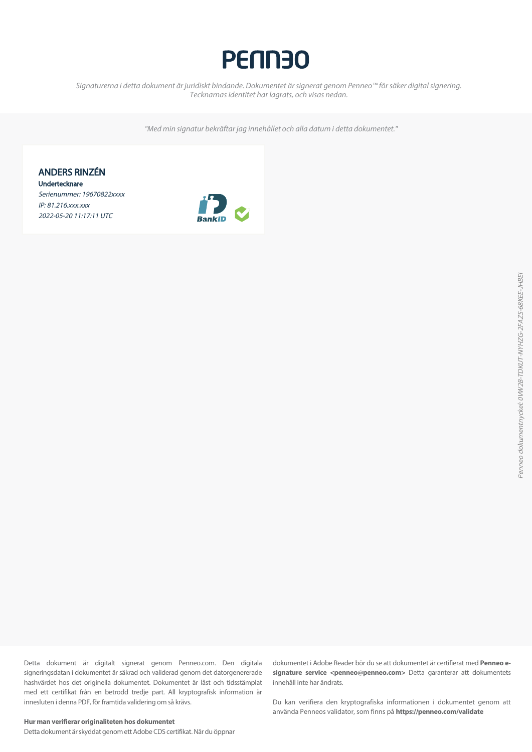# PENNEO

*Signaturerna i detta dokument är juridiskt bindande. Dokumentet är signerat genom Penneo™ för säker digital signering. Tecknarnas identitet har lagrats, och visas nedan.*

*"Med min signatur bekräftar jag innehållet och alla datum i detta dokumentet."*

**ANDERS RINZÉN**
**Undertecknare**
*Serienummer: 19670822xxxx*
*IP: 81.216.xxx.xxx*
*2022-05-20 11:17:11 UTC*

BankID

*Penneo dokumentnyckel: 0WW2B-TDKUT-NYHZG-2FAZS-68KEE-JHBEI*

Detta dokument är digitalt signerat genom Penneo.com. Den digitala signeringsdatan i dokumentet är säkrad och validerad genom det datorgenererade hashvärdet hos det originella dokumentet. Dokumentet är låst och tidsstämplat med ett certifikat från en betrodd tredje part. All kryptografisk information är innesluten i denna PDF, för framtida validering om så krävs.

**Hur man verifierar originaliteten hos dokumentet**

Detta dokument är skyddat genom ett Adobe CDS certifikat. När du öppnar dokumentet i Adobe Reader bör du se att dokumentet är certifierat med **Penneo e-signature service <penneo@penneo.com>** Detta garanterar att dokumentets innehåll inte har ändrats.

Du kan verifiera den kryptografiska informationen i dokumentet genom att använda Penneos validator, som finns på **https://penneo.com/validate**